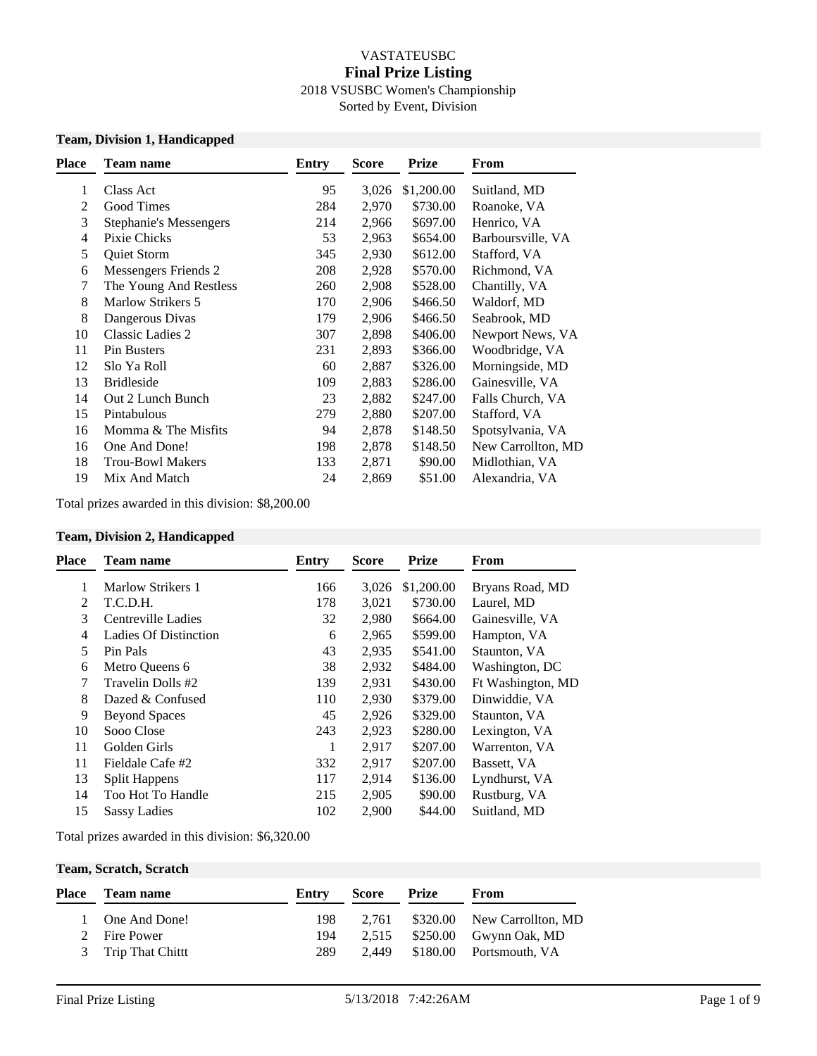VASTATEUSBC

# Final Prize Listing

2018 VSUSBC Women's Championship

Sorted by Event, Division

## Team, Division 1, Handicapped

| Place | Team name | Entry | Score | Prize | From |
|---|---|---|---|---|---|
| 1 | Class Act | 95 | 3,026 | $1,200.00 | Suitland, MD |
| 2 | Good Times | 284 | 2,970 | $730.00 | Roanoke, VA |
| 3 | Stephanie's Messengers | 214 | 2,966 | $697.00 | Henrico, VA |
| 4 | Pixie Chicks | 53 | 2,963 | $654.00 | Barboursville, VA |
| 5 | Quiet Storm | 345 | 2,930 | $612.00 | Stafford, VA |
| 6 | Messengers Friends 2 | 208 | 2,928 | $570.00 | Richmond, VA |
| 7 | The Young And Restless | 260 | 2,908 | $528.00 | Chantilly, VA |
| 8 | Marlow Strikers 5 | 170 | 2,906 | $466.50 | Waldorf, MD |
| 8 | Dangerous Divas | 179 | 2,906 | $466.50 | Seabrook, MD |
| 10 | Classic Ladies 2 | 307 | 2,898 | $406.00 | Newport News, VA |
| 11 | Pin Busters | 231 | 2,893 | $366.00 | Woodbridge, VA |
| 12 | Slo Ya Roll | 60 | 2,887 | $326.00 | Morningside, MD |
| 13 | Bridleside | 109 | 2,883 | $286.00 | Gainesville, VA |
| 14 | Out 2 Lunch Bunch | 23 | 2,882 | $247.00 | Falls Church, VA |
| 15 | Pintabulous | 279 | 2,880 | $207.00 | Stafford, VA |
| 16 | Momma & The Misfits | 94 | 2,878 | $148.50 | Spotsylvania, VA |
| 16 | One And Done! | 198 | 2,878 | $148.50 | New Carrollton, MD |
| 18 | Trou-Bowl Makers | 133 | 2,871 | $90.00 | Midlothian, VA |
| 19 | Mix And Match | 24 | 2,869 | $51.00 | Alexandria, VA |

Total prizes awarded in this division: $8,200.00

## Team, Division 2, Handicapped

| Place | Team name | Entry | Score | Prize | From |
|---|---|---|---|---|---|
| 1 | Marlow Strikers 1 | 166 | 3,026 | $1,200.00 | Bryans Road, MD |
| 2 | T.C.D.H. | 178 | 3,021 | $730.00 | Laurel, MD |
| 3 | Centreville Ladies | 32 | 2,980 | $664.00 | Gainesville, VA |
| 4 | Ladies Of Distinction | 6 | 2,965 | $599.00 | Hampton, VA |
| 5 | Pin Pals | 43 | 2,935 | $541.00 | Staunton, VA |
| 6 | Metro Queens 6 | 38 | 2,932 | $484.00 | Washington, DC |
| 7 | Travelin Dolls #2 | 139 | 2,931 | $430.00 | Ft Washington, MD |
| 8 | Dazed & Confused | 110 | 2,930 | $379.00 | Dinwiddie, VA |
| 9 | Beyond Spaces | 45 | 2,926 | $329.00 | Staunton, VA |
| 10 | Sooo Close | 243 | 2,923 | $280.00 | Lexington, VA |
| 11 | Golden Girls | 1 | 2,917 | $207.00 | Warrenton, VA |
| 11 | Fieldale Cafe #2 | 332 | 2,917 | $207.00 | Bassett, VA |
| 13 | Split Happens | 117 | 2,914 | $136.00 | Lyndhurst, VA |
| 14 | Too Hot To Handle | 215 | 2,905 | $90.00 | Rustburg, VA |
| 15 | Sassy Ladies | 102 | 2,900 | $44.00 | Suitland, MD |

Total prizes awarded in this division: $6,320.00

## Team, Scratch, Scratch

| Place | Team name | Entry | Score | Prize | From |
|---|---|---|---|---|---|
| 1 | One And Done! | 198 | 2,761 | $320.00 | New Carrollton, MD |
| 2 | Fire Power | 194 | 2,515 | $250.00 | Gwynn Oak, MD |
| 3 | Trip That Chittt | 289 | 2,449 | $180.00 | Portsmouth, VA |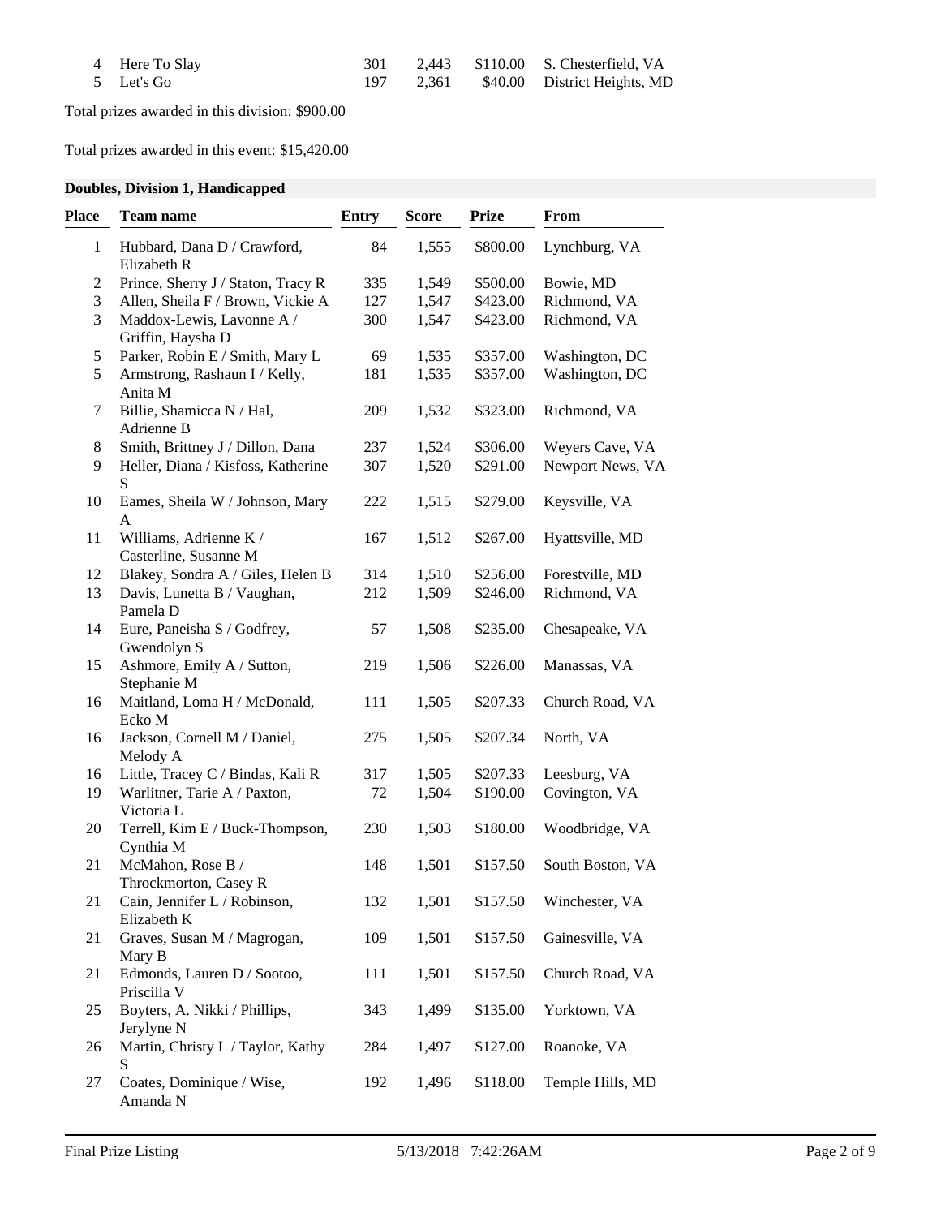| 4 | Here To Slay | 301 | 2,443 | $110.00 | S. Chesterfield, VA |
|---|---|---|---|---|---|
| 5 | Let's Go | 197 | 2,361 | $40.00 | District Heights, MD |

Total prizes awarded in this division: $900.00

Total prizes awarded in this event: $15,420.00

**Doubles, Division 1, Handicapped**

| Place | Team name | Entry | Score | Prize | From |
|---|---|---|---|---|---|
| 1 | Hubbard, Dana D / Crawford, Elizabeth R | 84 | 1,555 | $800.00 | Lynchburg, VA |
| 2 | Prince, Sherry J / Staton, Tracy R | 335 | 1,549 | $500.00 | Bowie, MD |
| 3 | Allen, Sheila F / Brown, Vickie A | 127 | 1,547 | $423.00 | Richmond, VA |
| 3 | Maddox-Lewis, Lavonne A / Griffin, Haysha D | 300 | 1,547 | $423.00 | Richmond, VA |
| 5 | Parker, Robin E / Smith, Mary L | 69 | 1,535 | $357.00 | Washington, DC |
| 5 | Armstrong, Rashaun I / Kelly, Anita M | 181 | 1,535 | $357.00 | Washington, DC |
| 7 | Billie, Shamicca N / Hal, Adrienne B | 209 | 1,532 | $323.00 | Richmond, VA |
| 8 | Smith, Brittney J / Dillon, Dana | 237 | 1,524 | $306.00 | Weyers Cave, VA |
| 9 | Heller, Diana / Kisfoss, Katherine S | 307 | 1,520 | $291.00 | Newport News, VA |
| 10 | Eames, Sheila W / Johnson, Mary A | 222 | 1,515 | $279.00 | Keysville, VA |
| 11 | Williams, Adrienne K / Casterline, Susanne M | 167 | 1,512 | $267.00 | Hyattsville, MD |
| 12 | Blakey, Sondra A / Giles, Helen B | 314 | 1,510 | $256.00 | Forestville, MD |
| 13 | Davis, Lunetta B / Vaughan, Pamela D | 212 | 1,509 | $246.00 | Richmond, VA |
| 14 | Eure, Paneisha S / Godfrey, Gwendolyn S | 57 | 1,508 | $235.00 | Chesapeake, VA |
| 15 | Ashmore, Emily A / Sutton, Stephanie M | 219 | 1,506 | $226.00 | Manassas, VA |
| 16 | Maitland, Loma H / McDonald, Ecko M | 111 | 1,505 | $207.33 | Church Road, VA |
| 16 | Jackson, Cornell M / Daniel, Melody A | 275 | 1,505 | $207.34 | North, VA |
| 16 | Little, Tracey C / Bindas, Kali R | 317 | 1,505 | $207.33 | Leesburg, VA |
| 19 | Warlitner, Tarie A / Paxton, Victoria L | 72 | 1,504 | $190.00 | Covington, VA |
| 20 | Terrell, Kim E / Buck-Thompson, Cynthia M | 230 | 1,503 | $180.00 | Woodbridge, VA |
| 21 | McMahon, Rose B / Throckmorton, Casey R | 148 | 1,501 | $157.50 | South Boston, VA |
| 21 | Cain, Jennifer L / Robinson, Elizabeth K | 132 | 1,501 | $157.50 | Winchester, VA |
| 21 | Graves, Susan M / Magrogan, Mary B | 109 | 1,501 | $157.50 | Gainesville, VA |
| 21 | Edmonds, Lauren D / Sootoo, Priscilla V | 111 | 1,501 | $157.50 | Church Road, VA |
| 25 | Boyters, A. Nikki / Phillips, Jerylyne N | 343 | 1,499 | $135.00 | Yorktown, VA |
| 26 | Martin, Christy L / Taylor, Kathy S | 284 | 1,497 | $127.00 | Roanoke, VA |
| 27 | Coates, Dominique / Wise, Amanda N | 192 | 1,496 | $118.00 | Temple Hills, MD |

Final Prize Listing 5/13/2018 7:42:26AM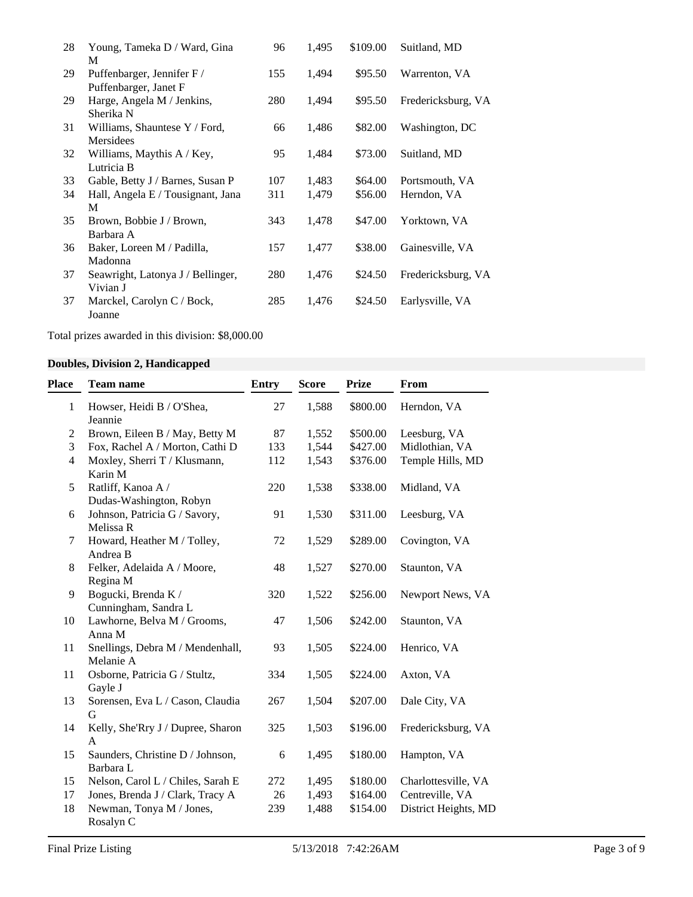| Place | Team name | Entry | Score | Prize | From |
|---|---|---|---|---|---|
| 28 | Young, Tameka D / Ward, Gina M | 96 | 1,495 | $109.00 | Suitland, MD |
| 29 | Puffenbarger, Jennifer F / Puffenbarger, Janet F | 155 | 1,494 | $95.50 | Warrenton, VA |
| 29 | Harge, Angela M / Jenkins, Sherika N | 280 | 1,494 | $95.50 | Fredericksburg, VA |
| 31 | Williams, Shauntese Y / Ford, Mersidees | 66 | 1,486 | $82.00 | Washington, DC |
| 32 | Williams, Maythis A / Key, Lutricia B | 95 | 1,484 | $73.00 | Suitland, MD |
| 33 | Gable, Betty J / Barnes, Susan P | 107 | 1,483 | $64.00 | Portsmouth, VA |
| 34 | Hall, Angela E / Tousignant, Jana M | 311 | 1,479 | $56.00 | Herndon, VA |
| 35 | Brown, Bobbie J / Brown, Barbara A | 343 | 1,478 | $47.00 | Yorktown, VA |
| 36 | Baker, Loreen M / Padilla, Madonna | 157 | 1,477 | $38.00 | Gainesville, VA |
| 37 | Seawright, Latonya J / Bellinger, Vivian J | 280 | 1,476 | $24.50 | Fredericksburg, VA |
| 37 | Marckel, Carolyn C / Bock, Joanne | 285 | 1,476 | $24.50 | Earlysville, VA |

Total prizes awarded in this division: $8,000.00

**Doubles, Division 2, Handicapped**

| Place | Team name | Entry | Score | Prize | From |
|---|---|---|---|---|---|
| 1 | Howser, Heidi B / O'Shea, Jeannie | 27 | 1,588 | $800.00 | Herndon, VA |
| 2 | Brown, Eileen B / May, Betty M | 87 | 1,552 | $500.00 | Leesburg, VA |
| 3 | Fox, Rachel A / Morton, Cathi D | 133 | 1,544 | $427.00 | Midlothian, VA |
| 4 | Moxley, Sherri T / Klusmann, Karin M | 112 | 1,543 | $376.00 | Temple Hills, MD |
| 5 | Ratliff, Kanoa A / Dudas-Washington, Robyn | 220 | 1,538 | $338.00 | Midland, VA |
| 6 | Johnson, Patricia G / Savory, Melissa R | 91 | 1,530 | $311.00 | Leesburg, VA |
| 7 | Howard, Heather M / Tolley, Andrea B | 72 | 1,529 | $289.00 | Covington, VA |
| 8 | Felker, Adelaida A / Moore, Regina M | 48 | 1,527 | $270.00 | Staunton, VA |
| 9 | Bogucki, Brenda K / Cunningham, Sandra L | 320 | 1,522 | $256.00 | Newport News, VA |
| 10 | Lawhorne, Belva M / Grooms, Anna M | 47 | 1,506 | $242.00 | Staunton, VA |
| 11 | Snellings, Debra M / Mendenhall, Melanie A | 93 | 1,505 | $224.00 | Henrico, VA |
| 11 | Osborne, Patricia G / Stultz, Gayle J | 334 | 1,505 | $224.00 | Axton, VA |
| 13 | Sorensen, Eva L / Cason, Claudia G | 267 | 1,504 | $207.00 | Dale City, VA |
| 14 | Kelly, She'Rry J / Dupree, Sharon A | 325 | 1,503 | $196.00 | Fredericksburg, VA |
| 15 | Saunders, Christine D / Johnson, Barbara L | 6 | 1,495 | $180.00 | Hampton, VA |
| 15 | Nelson, Carol L / Chiles, Sarah E | 272 | 1,495 | $180.00 | Charlottesville, VA |
| 17 | Jones, Brenda J / Clark, Tracy A | 26 | 1,493 | $164.00 | Centreville, VA |
| 18 | Newman, Tonya M / Jones, Rosalyn C | 239 | 1,488 | $154.00 | District Heights, MD |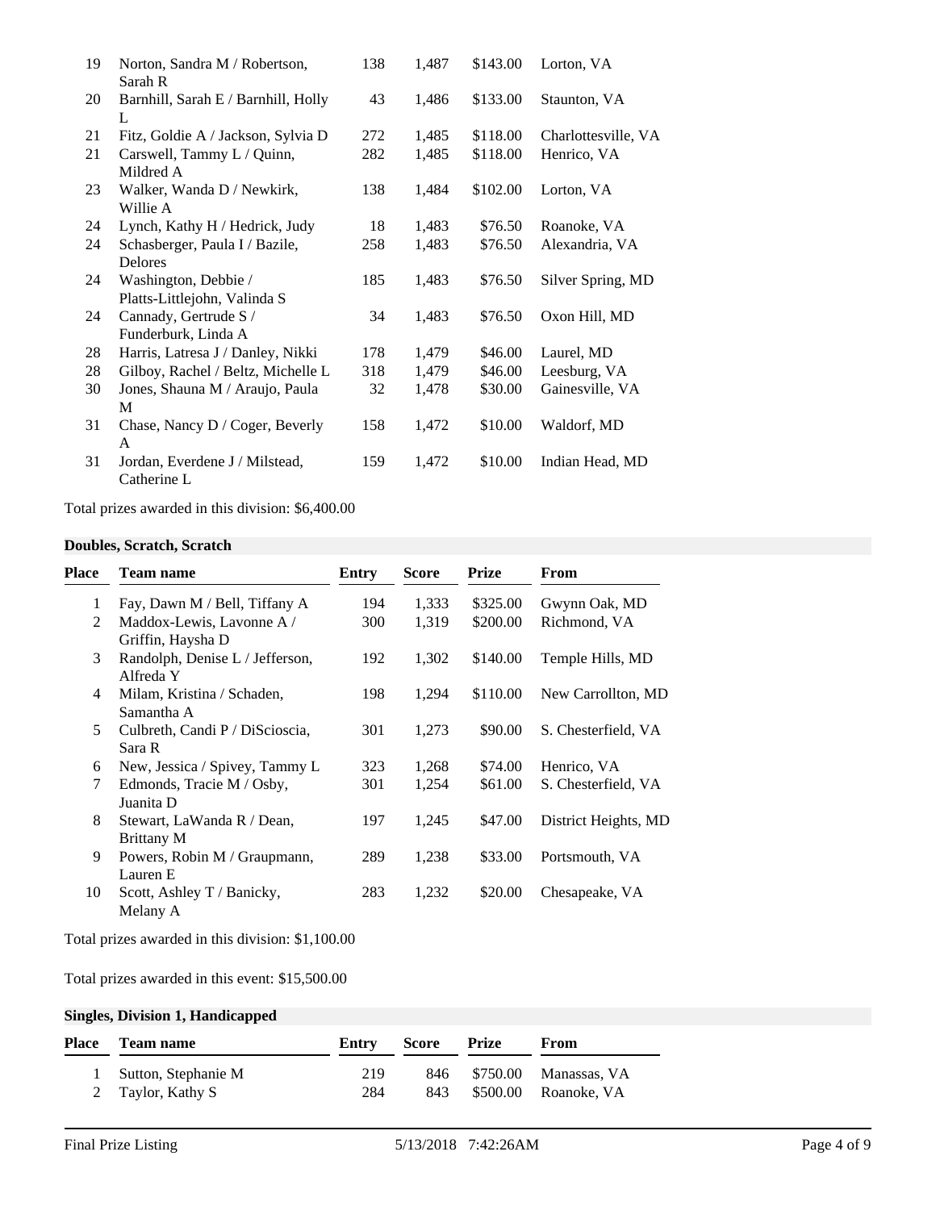| Place | Team name | Entry | Score | Prize | From |
|---|---|---|---|---|---|
| 19 | Norton, Sandra M / Robertson, Sarah R | 138 | 1,487 | $143.00 | Lorton, VA |
| 20 | Barnhill, Sarah E / Barnhill, Holly L | 43 | 1,486 | $133.00 | Staunton, VA |
| 21 | Fitz, Goldie A / Jackson, Sylvia D | 272 | 1,485 | $118.00 | Charlottesville, VA |
| 21 | Carswell, Tammy L / Quinn, Mildred A | 282 | 1,485 | $118.00 | Henrico, VA |
| 23 | Walker, Wanda D / Newkirk, Willie A | 138 | 1,484 | $102.00 | Lorton, VA |
| 24 | Lynch, Kathy H / Hedrick, Judy | 18 | 1,483 | $76.50 | Roanoke, VA |
| 24 | Schasberger, Paula I / Bazile, Delores | 258 | 1,483 | $76.50 | Alexandria, VA |
| 24 | Washington, Debbie / Platts-Littlejohn, Valinda S | 185 | 1,483 | $76.50 | Silver Spring, MD |
| 24 | Cannady, Gertrude S / Funderburk, Linda A | 34 | 1,483 | $76.50 | Oxon Hill, MD |
| 28 | Harris, Latresa J / Danley, Nikki | 178 | 1,479 | $46.00 | Laurel, MD |
| 28 | Gilboy, Rachel / Beltz, Michelle L | 318 | 1,479 | $46.00 | Leesburg, VA |
| 30 | Jones, Shauna M / Araujo, Paula M | 32 | 1,478 | $30.00 | Gainesville, VA |
| 31 | Chase, Nancy D / Coger, Beverly A | 158 | 1,472 | $10.00 | Waldorf, MD |
| 31 | Jordan, Everdene J / Milstead, Catherine L | 159 | 1,472 | $10.00 | Indian Head, MD |

Total prizes awarded in this division: $6,400.00

**Doubles, Scratch, Scratch**

| Place | Team name | Entry | Score | Prize | From |
|---|---|---|---|---|---|
| 1 | Fay, Dawn M / Bell, Tiffany A | 194 | 1,333 | $325.00 | Gwynn Oak, MD |
| 2 | Maddox-Lewis, Lavonne A / Griffin, Haysha D | 300 | 1,319 | $200.00 | Richmond, VA |
| 3 | Randolph, Denise L / Jefferson, Alfreda Y | 192 | 1,302 | $140.00 | Temple Hills, MD |
| 4 | Milam, Kristina / Schaden, Samantha A | 198 | 1,294 | $110.00 | New Carrollton, MD |
| 5 | Culbreth, Candi P / DiScioscia, Sara R | 301 | 1,273 | $90.00 | S. Chesterfield, VA |
| 6 | New, Jessica / Spivey, Tammy L | 323 | 1,268 | $74.00 | Henrico, VA |
| 7 | Edmonds, Tracie M / Osby, Juanita D | 301 | 1,254 | $61.00 | S. Chesterfield, VA |
| 8 | Stewart, LaWanda R / Dean, Brittany M | 197 | 1,245 | $47.00 | District Heights, MD |
| 9 | Powers, Robin M / Graupmann, Lauren E | 289 | 1,238 | $33.00 | Portsmouth, VA |
| 10 | Scott, Ashley T / Banicky, Melany A | 283 | 1,232 | $20.00 | Chesapeake, VA |

Total prizes awarded in this division: $1,100.00

Total prizes awarded in this event: $15,500.00

**Singles, Division 1, Handicapped**

| Place | Team name | Entry | Score | Prize | From |
|---|---|---|---|---|---|
| 1 | Sutton, Stephanie M | 219 | 846 | $750.00 | Manassas, VA |
| 2 | Taylor, Kathy S | 284 | 843 | $500.00 | Roanoke, VA |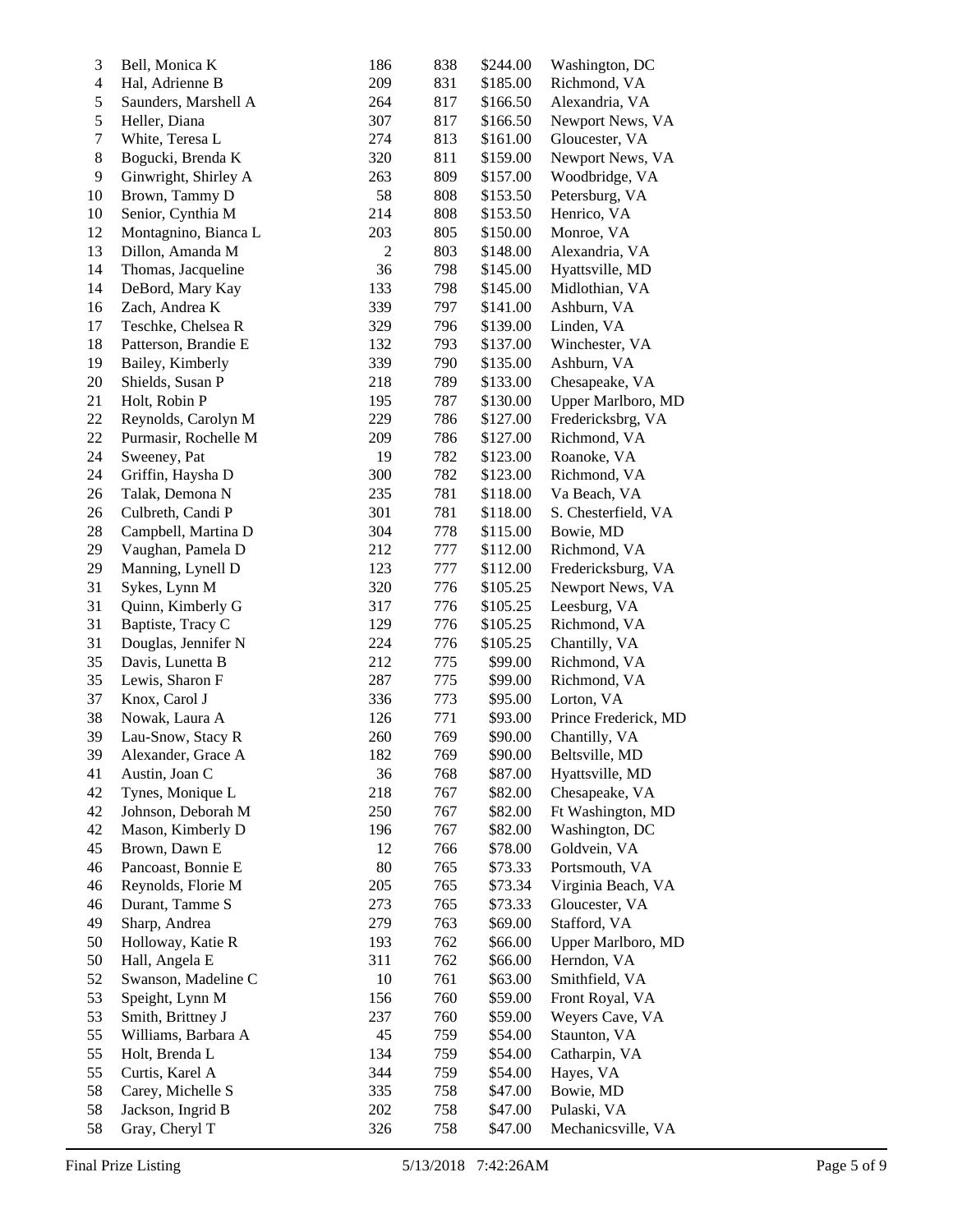| | | | | | |
|---|---|---|---|---|---|
| 3 | Bell, Monica K | 186 | 838 | $244.00 | Washington, DC |
| 4 | Hal, Adrienne B | 209 | 831 | $185.00 | Richmond, VA |
| 5 | Saunders, Marshell A | 264 | 817 | $166.50 | Alexandria, VA |
| 5 | Heller, Diana | 307 | 817 | $166.50 | Newport News, VA |
| 7 | White, Teresa L | 274 | 813 | $161.00 | Gloucester, VA |
| 8 | Bogucki, Brenda K | 320 | 811 | $159.00 | Newport News, VA |
| 9 | Ginwright, Shirley A | 263 | 809 | $157.00 | Woodbridge, VA |
| 10 | Brown, Tammy D | 58 | 808 | $153.50 | Petersburg, VA |
| 10 | Senior, Cynthia M | 214 | 808 | $153.50 | Henrico, VA |
| 12 | Montagnino, Bianca L | 203 | 805 | $150.00 | Monroe, VA |
| 13 | Dillon, Amanda M | 2 | 803 | $148.00 | Alexandria, VA |
| 14 | Thomas, Jacqueline | 36 | 798 | $145.00 | Hyattsville, MD |
| 14 | DeBord, Mary Kay | 133 | 798 | $145.00 | Midlothian, VA |
| 16 | Zach, Andrea K | 339 | 797 | $141.00 | Ashburn, VA |
| 17 | Teschke, Chelsea R | 329 | 796 | $139.00 | Linden, VA |
| 18 | Patterson, Brandie E | 132 | 793 | $137.00 | Winchester, VA |
| 19 | Bailey, Kimberly | 339 | 790 | $135.00 | Ashburn, VA |
| 20 | Shields, Susan P | 218 | 789 | $133.00 | Chesapeake, VA |
| 21 | Holt, Robin P | 195 | 787 | $130.00 | Upper Marlboro, MD |
| 22 | Reynolds, Carolyn M | 229 | 786 | $127.00 | Fredericksbrg, VA |
| 22 | Purmasir, Rochelle M | 209 | 786 | $127.00 | Richmond, VA |
| 24 | Sweeney, Pat | 19 | 782 | $123.00 | Roanoke, VA |
| 24 | Griffin, Haysha D | 300 | 782 | $123.00 | Richmond, VA |
| 26 | Talak, Demona N | 235 | 781 | $118.00 | Va Beach, VA |
| 26 | Culbreth, Candi P | 301 | 781 | $118.00 | S. Chesterfield, VA |
| 28 | Campbell, Martina D | 304 | 778 | $115.00 | Bowie, MD |
| 29 | Vaughan, Pamela D | 212 | 777 | $112.00 | Richmond, VA |
| 29 | Manning, Lynell D | 123 | 777 | $112.00 | Fredericksburg, VA |
| 31 | Sykes, Lynn M | 320 | 776 | $105.25 | Newport News, VA |
| 31 | Quinn, Kimberly G | 317 | 776 | $105.25 | Leesburg, VA |
| 31 | Baptiste, Tracy C | 129 | 776 | $105.25 | Richmond, VA |
| 31 | Douglas, Jennifer N | 224 | 776 | $105.25 | Chantilly, VA |
| 35 | Davis, Lunetta B | 212 | 775 | $99.00 | Richmond, VA |
| 35 | Lewis, Sharon F | 287 | 775 | $99.00 | Richmond, VA |
| 37 | Knox, Carol J | 336 | 773 | $95.00 | Lorton, VA |
| 38 | Nowak, Laura A | 126 | 771 | $93.00 | Prince Frederick, MD |
| 39 | Lau-Snow, Stacy R | 260 | 769 | $90.00 | Chantilly, VA |
| 39 | Alexander, Grace A | 182 | 769 | $90.00 | Beltsville, MD |
| 41 | Austin, Joan C | 36 | 768 | $87.00 | Hyattsville, MD |
| 42 | Tynes, Monique L | 218 | 767 | $82.00 | Chesapeake, VA |
| 42 | Johnson, Deborah M | 250 | 767 | $82.00 | Ft Washington, MD |
| 42 | Mason, Kimberly D | 196 | 767 | $82.00 | Washington, DC |
| 45 | Brown, Dawn E | 12 | 766 | $78.00 | Goldvein, VA |
| 46 | Pancoast, Bonnie E | 80 | 765 | $73.33 | Portsmouth, VA |
| 46 | Reynolds, Florie M | 205 | 765 | $73.34 | Virginia Beach, VA |
| 46 | Durant, Tamme S | 273 | 765 | $73.33 | Gloucester, VA |
| 49 | Sharp, Andrea | 279 | 763 | $69.00 | Stafford, VA |
| 50 | Holloway, Katie R | 193 | 762 | $66.00 | Upper Marlboro, MD |
| 50 | Hall, Angela E | 311 | 762 | $66.00 | Herndon, VA |
| 52 | Swanson, Madeline C | 10 | 761 | $63.00 | Smithfield, VA |
| 53 | Speight, Lynn M | 156 | 760 | $59.00 | Front Royal, VA |
| 53 | Smith, Brittney J | 237 | 760 | $59.00 | Weyers Cave, VA |
| 55 | Williams, Barbara A | 45 | 759 | $54.00 | Staunton, VA |
| 55 | Holt, Brenda L | 134 | 759 | $54.00 | Catharpin, VA |
| 55 | Curtis, Karel A | 344 | 759 | $54.00 | Hayes, VA |
| 58 | Carey, Michelle S | 335 | 758 | $47.00 | Bowie, MD |
| 58 | Jackson, Ingrid B | 202 | 758 | $47.00 | Pulaski, VA |
| 58 | Gray, Cheryl T | 326 | 758 | $47.00 | Mechanicsville, VA |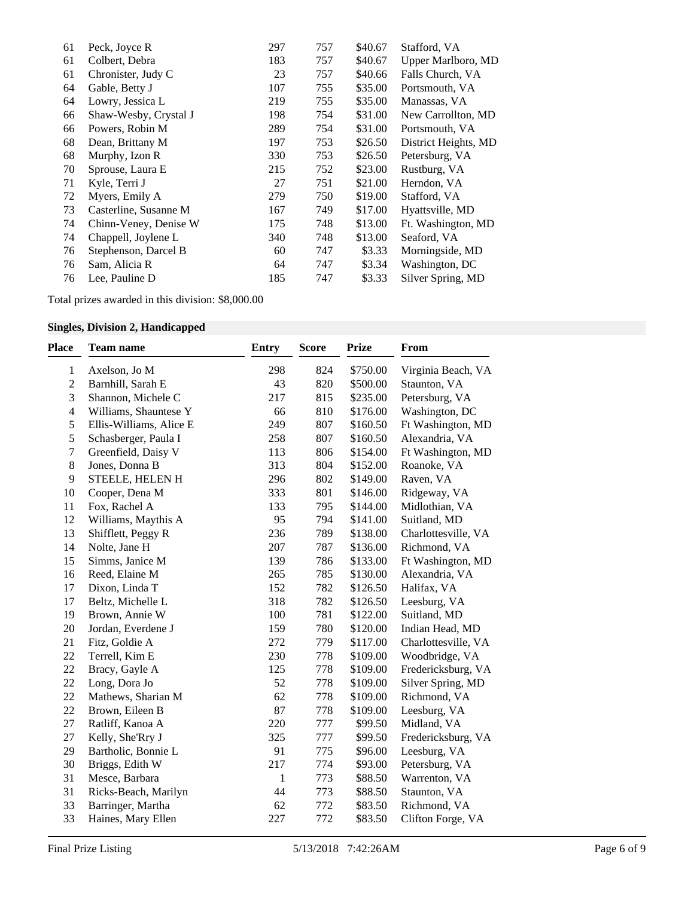| Place | Team name | Entry | Score | Prize | From |
|---|---|---|---|---|---|
| 61 | Peck, Joyce R | 297 | 757 | $40.67 | Stafford, VA |
| 61 | Colbert, Debra | 183 | 757 | $40.67 | Upper Marlboro, MD |
| 61 | Chronister, Judy C | 23 | 757 | $40.66 | Falls Church, VA |
| 64 | Gable, Betty J | 107 | 755 | $35.00 | Portsmouth, VA |
| 64 | Lowry, Jessica L | 219 | 755 | $35.00 | Manassas, VA |
| 66 | Shaw-Wesby, Crystal J | 198 | 754 | $31.00 | New Carrollton, MD |
| 66 | Powers, Robin M | 289 | 754 | $31.00 | Portsmouth, VA |
| 68 | Dean, Brittany M | 197 | 753 | $26.50 | District Heights, MD |
| 68 | Murphy, Izon R | 330 | 753 | $26.50 | Petersburg, VA |
| 70 | Sprouse, Laura E | 215 | 752 | $23.00 | Rustburg, VA |
| 71 | Kyle, Terri J | 27 | 751 | $21.00 | Herndon, VA |
| 72 | Myers, Emily A | 279 | 750 | $19.00 | Stafford, VA |
| 73 | Casterline, Susanne M | 167 | 749 | $17.00 | Hyattsville, MD |
| 74 | Chinn-Veney, Denise W | 175 | 748 | $13.00 | Ft. Washington, MD |
| 74 | Chappell, Joylene L | 340 | 748 | $13.00 | Seaford, VA |
| 76 | Stephenson, Darcel B | 60 | 747 | $3.33 | Morningside, MD |
| 76 | Sam, Alicia R | 64 | 747 | $3.34 | Washington, DC |
| 76 | Lee, Pauline D | 185 | 747 | $3.33 | Silver Spring, MD |

Total prizes awarded in this division: $8,000.00

**Singles, Division 2, Handicapped**

| Place | Team name | Entry | Score | Prize | From |
|---|---|---|---|---|---|
| 1 | Axelson, Jo M | 298 | 824 | $750.00 | Virginia Beach, VA |
| 2 | Barnhill, Sarah E | 43 | 820 | $500.00 | Staunton, VA |
| 3 | Shannon, Michele C | 217 | 815 | $235.00 | Petersburg, VA |
| 4 | Williams, Shauntese Y | 66 | 810 | $176.00 | Washington, DC |
| 5 | Ellis-Williams, Alice E | 249 | 807 | $160.50 | Ft Washington, MD |
| 5 | Schasberger, Paula I | 258 | 807 | $160.50 | Alexandria, VA |
| 7 | Greenfield, Daisy V | 113 | 806 | $154.00 | Ft Washington, MD |
| 8 | Jones, Donna B | 313 | 804 | $152.00 | Roanoke, VA |
| 9 | STEELE, HELEN H | 296 | 802 | $149.00 | Raven, VA |
| 10 | Cooper, Dena M | 333 | 801 | $146.00 | Ridgeway, VA |
| 11 | Fox, Rachel A | 133 | 795 | $144.00 | Midlothian, VA |
| 12 | Williams, Maythis A | 95 | 794 | $141.00 | Suitland, MD |
| 13 | Shifflett, Peggy R | 236 | 789 | $138.00 | Charlottesville, VA |
| 14 | Nolte, Jane H | 207 | 787 | $136.00 | Richmond, VA |
| 15 | Simms, Janice M | 139 | 786 | $133.00 | Ft Washington, MD |
| 16 | Reed, Elaine M | 265 | 785 | $130.00 | Alexandria, VA |
| 17 | Dixon, Linda T | 152 | 782 | $126.50 | Halifax, VA |
| 17 | Beltz, Michelle L | 318 | 782 | $126.50 | Leesburg, VA |
| 19 | Brown, Annie W | 100 | 781 | $122.00 | Suitland, MD |
| 20 | Jordan, Everdene J | 159 | 780 | $120.00 | Indian Head, MD |
| 21 | Fitz, Goldie A | 272 | 779 | $117.00 | Charlottesville, VA |
| 22 | Terrell, Kim E | 230 | 778 | $109.00 | Woodbridge, VA |
| 22 | Bracy, Gayle A | 125 | 778 | $109.00 | Fredericksburg, VA |
| 22 | Long, Dora Jo | 52 | 778 | $109.00 | Silver Spring, MD |
| 22 | Mathews, Sharian M | 62 | 778 | $109.00 | Richmond, VA |
| 22 | Brown, Eileen B | 87 | 778 | $109.00 | Leesburg, VA |
| 27 | Ratliff, Kanoa A | 220 | 777 | $99.50 | Midland, VA |
| 27 | Kelly, She'Rry J | 325 | 777 | $99.50 | Fredericksburg, VA |
| 29 | Bartholic, Bonnie L | 91 | 775 | $96.00 | Leesburg, VA |
| 30 | Briggs, Edith W | 217 | 774 | $93.00 | Petersburg, VA |
| 31 | Mesce, Barbara | 1 | 773 | $88.50 | Warrenton, VA |
| 31 | Ricks-Beach, Marilyn | 44 | 773 | $88.50 | Staunton, VA |
| 33 | Barringer, Martha | 62 | 772 | $83.50 | Richmond, VA |
| 33 | Haines, Mary Ellen | 227 | 772 | $83.50 | Clifton Forge, VA |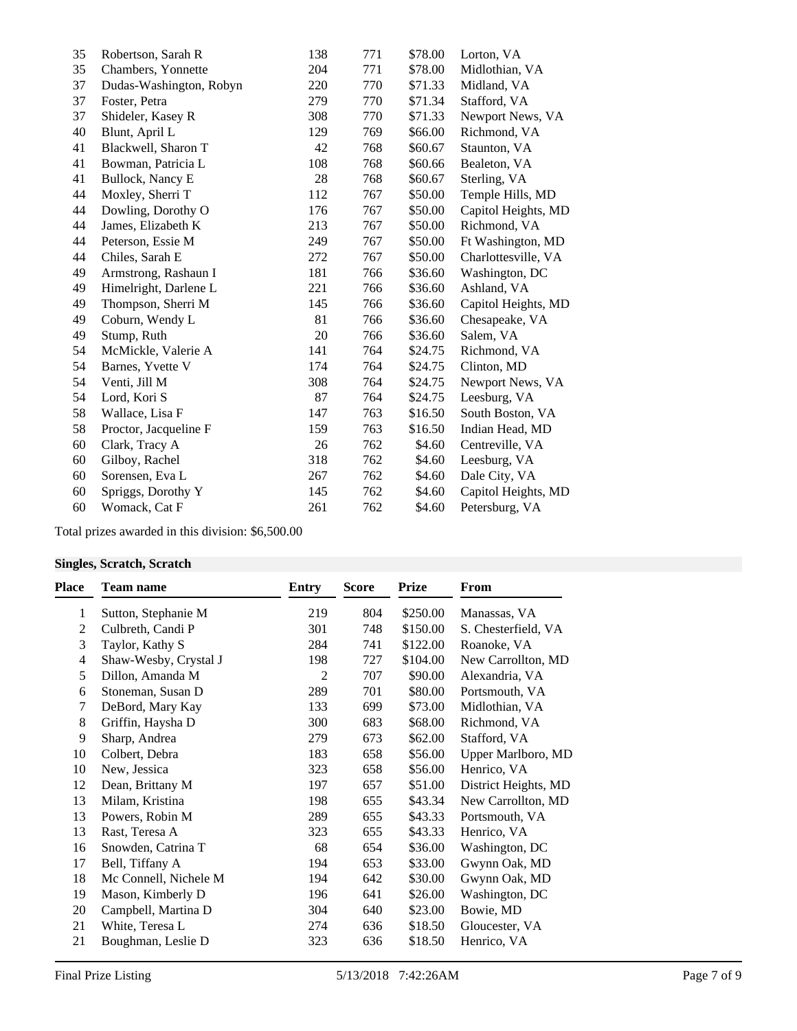| Place | Team name | Entry | Score | Prize | From |
|---|---|---|---|---|---|
| 35 | Robertson, Sarah R | 138 | 771 | $78.00 | Lorton, VA |
| 35 | Chambers, Yonnette | 204 | 771 | $78.00 | Midlothian, VA |
| 37 | Dudas-Washington, Robyn | 220 | 770 | $71.33 | Midland, VA |
| 37 | Foster, Petra | 279 | 770 | $71.34 | Stafford, VA |
| 37 | Shideler, Kasey R | 308 | 770 | $71.33 | Newport News, VA |
| 40 | Blunt, April L | 129 | 769 | $66.00 | Richmond, VA |
| 41 | Blackwell, Sharon T | 42 | 768 | $60.67 | Staunton, VA |
| 41 | Bowman, Patricia L | 108 | 768 | $60.66 | Bealeton, VA |
| 41 | Bullock, Nancy E | 28 | 768 | $60.67 | Sterling, VA |
| 44 | Moxley, Sherri T | 112 | 767 | $50.00 | Temple Hills, MD |
| 44 | Dowling, Dorothy O | 176 | 767 | $50.00 | Capitol Heights, MD |
| 44 | James, Elizabeth K | 213 | 767 | $50.00 | Richmond, VA |
| 44 | Peterson, Essie M | 249 | 767 | $50.00 | Ft Washington, MD |
| 44 | Chiles, Sarah E | 272 | 767 | $50.00 | Charlottesville, VA |
| 49 | Armstrong, Rashaun I | 181 | 766 | $36.60 | Washington, DC |
| 49 | Himelright, Darlene L | 221 | 766 | $36.60 | Ashland, VA |
| 49 | Thompson, Sherri M | 145 | 766 | $36.60 | Capitol Heights, MD |
| 49 | Coburn, Wendy L | 81 | 766 | $36.60 | Chesapeake, VA |
| 49 | Stump, Ruth | 20 | 766 | $36.60 | Salem, VA |
| 54 | McMickle, Valerie A | 141 | 764 | $24.75 | Richmond, VA |
| 54 | Barnes, Yvette V | 174 | 764 | $24.75 | Clinton, MD |
| 54 | Venti, Jill M | 308 | 764 | $24.75 | Newport News, VA |
| 54 | Lord, Kori S | 87 | 764 | $24.75 | Leesburg, VA |
| 58 | Wallace, Lisa F | 147 | 763 | $16.50 | South Boston, VA |
| 58 | Proctor, Jacqueline F | 159 | 763 | $16.50 | Indian Head, MD |
| 60 | Clark, Tracy A | 26 | 762 | $4.60 | Centreville, VA |
| 60 | Gilboy, Rachel | 318 | 762 | $4.60 | Leesburg, VA |
| 60 | Sorensen, Eva L | 267 | 762 | $4.60 | Dale City, VA |
| 60 | Spriggs, Dorothy Y | 145 | 762 | $4.60 | Capitol Heights, MD |
| 60 | Womack, Cat F | 261 | 762 | $4.60 | Petersburg, VA |

Total prizes awarded in this division: $6,500.00

**Singles, Scratch, Scratch**

| Place | Team name | Entry | Score | Prize | From |
|---|---|---|---|---|---|
| 1 | Sutton, Stephanie M | 219 | 804 | $250.00 | Manassas, VA |
| 2 | Culbreth, Candi P | 301 | 748 | $150.00 | S. Chesterfield, VA |
| 3 | Taylor, Kathy S | 284 | 741 | $122.00 | Roanoke, VA |
| 4 | Shaw-Wesby, Crystal J | 198 | 727 | $104.00 | New Carrollton, MD |
| 5 | Dillon, Amanda M | 2 | 707 | $90.00 | Alexandria, VA |
| 6 | Stoneman, Susan D | 289 | 701 | $80.00 | Portsmouth, VA |
| 7 | DeBord, Mary Kay | 133 | 699 | $73.00 | Midlothian, VA |
| 8 | Griffin, Haysha D | 300 | 683 | $68.00 | Richmond, VA |
| 9 | Sharp, Andrea | 279 | 673 | $62.00 | Stafford, VA |
| 10 | Colbert, Debra | 183 | 658 | $56.00 | Upper Marlboro, MD |
| 10 | New, Jessica | 323 | 658 | $56.00 | Henrico, VA |
| 12 | Dean, Brittany M | 197 | 657 | $51.00 | District Heights, MD |
| 13 | Milam, Kristina | 198 | 655 | $43.34 | New Carrollton, MD |
| 13 | Powers, Robin M | 289 | 655 | $43.33 | Portsmouth, VA |
| 13 | Rast, Teresa A | 323 | 655 | $43.33 | Henrico, VA |
| 16 | Snowden, Catrina T | 68 | 654 | $36.00 | Washington, DC |
| 17 | Bell, Tiffany A | 194 | 653 | $33.00 | Gwynn Oak, MD |
| 18 | Mc Connell, Nichele M | 194 | 642 | $30.00 | Gwynn Oak, MD |
| 19 | Mason, Kimberly D | 196 | 641 | $26.00 | Washington, DC |
| 20 | Campbell, Martina D | 304 | 640 | $23.00 | Bowie, MD |
| 21 | White, Teresa L | 274 | 636 | $18.50 | Gloucester, VA |
| 21 | Boughman, Leslie D | 323 | 636 | $18.50 | Henrico, VA |

Final Prize Listing 5/13/2018 7:42:26AM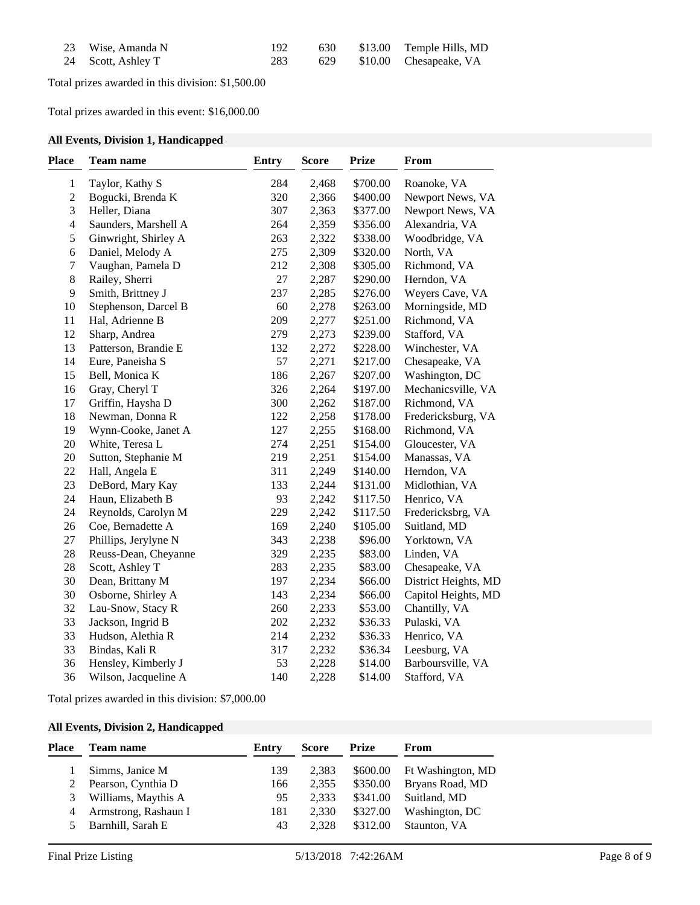| Place | Team name | Entry | Score | Prize | From |
|---|---|---|---|---|---|
| 23 | Wise, Amanda N | 192 | 630 | $13.00 | Temple Hills, MD |
| 24 | Scott, Ashley T | 283 | 629 | $10.00 | Chesapeake, VA |

Total prizes awarded in this division: $1,500.00

Total prizes awarded in this event: $16,000.00

### All Events, Division 1, Handicapped

| Place | Team name | Entry | Score | Prize | From |
|---|---|---|---|---|---|
| 1 | Taylor, Kathy S | 284 | 2,468 | $700.00 | Roanoke, VA |
| 2 | Bogucki, Brenda K | 320 | 2,366 | $400.00 | Newport News, VA |
| 3 | Heller, Diana | 307 | 2,363 | $377.00 | Newport News, VA |
| 4 | Saunders, Marshell A | 264 | 2,359 | $356.00 | Alexandria, VA |
| 5 | Ginwright, Shirley A | 263 | 2,322 | $338.00 | Woodbridge, VA |
| 6 | Daniel, Melody A | 275 | 2,309 | $320.00 | North, VA |
| 7 | Vaughan, Pamela D | 212 | 2,308 | $305.00 | Richmond, VA |
| 8 | Railey, Sherri | 27 | 2,287 | $290.00 | Herndon, VA |
| 9 | Smith, Brittney J | 237 | 2,285 | $276.00 | Weyers Cave, VA |
| 10 | Stephenson, Darcel B | 60 | 2,278 | $263.00 | Morningside, MD |
| 11 | Hal, Adrienne B | 209 | 2,277 | $251.00 | Richmond, VA |
| 12 | Sharp, Andrea | 279 | 2,273 | $239.00 | Stafford, VA |
| 13 | Patterson, Brandie E | 132 | 2,272 | $228.00 | Winchester, VA |
| 14 | Eure, Paneisha S | 57 | 2,271 | $217.00 | Chesapeake, VA |
| 15 | Bell, Monica K | 186 | 2,267 | $207.00 | Washington, DC |
| 16 | Gray, Cheryl T | 326 | 2,264 | $197.00 | Mechanicsville, VA |
| 17 | Griffin, Haysha D | 300 | 2,262 | $187.00 | Richmond, VA |
| 18 | Newman, Donna R | 122 | 2,258 | $178.00 | Fredericksburg, VA |
| 19 | Wynn-Cooke, Janet A | 127 | 2,255 | $168.00 | Richmond, VA |
| 20 | White, Teresa L | 274 | 2,251 | $154.00 | Gloucester, VA |
| 20 | Sutton, Stephanie M | 219 | 2,251 | $154.00 | Manassas, VA |
| 22 | Hall, Angela E | 311 | 2,249 | $140.00 | Herndon, VA |
| 23 | DeBord, Mary Kay | 133 | 2,244 | $131.00 | Midlothian, VA |
| 24 | Haun, Elizabeth B | 93 | 2,242 | $117.50 | Henrico, VA |
| 24 | Reynolds, Carolyn M | 229 | 2,242 | $117.50 | Fredericksbrg, VA |
| 26 | Coe, Bernadette A | 169 | 2,240 | $105.00 | Suitland, MD |
| 27 | Phillips, Jerylyne N | 343 | 2,238 | $96.00 | Yorktown, VA |
| 28 | Reuss-Dean, Cheyanne | 329 | 2,235 | $83.00 | Linden, VA |
| 28 | Scott, Ashley T | 283 | 2,235 | $83.00 | Chesapeake, VA |
| 30 | Dean, Brittany M | 197 | 2,234 | $66.00 | District Heights, MD |
| 30 | Osborne, Shirley A | 143 | 2,234 | $66.00 | Capitol Heights, MD |
| 32 | Lau-Snow, Stacy R | 260 | 2,233 | $53.00 | Chantilly, VA |
| 33 | Jackson, Ingrid B | 202 | 2,232 | $36.33 | Pulaski, VA |
| 33 | Hudson, Alethia R | 214 | 2,232 | $36.33 | Henrico, VA |
| 33 | Bindas, Kali R | 317 | 2,232 | $36.34 | Leesburg, VA |
| 36 | Hensley, Kimberly J | 53 | 2,228 | $14.00 | Barboursville, VA |
| 36 | Wilson, Jacqueline A | 140 | 2,228 | $14.00 | Stafford, VA |

Total prizes awarded in this division: $7,000.00

### All Events, Division 2, Handicapped

| Place | Team name | Entry | Score | Prize | From |
|---|---|---|---|---|---|
| 1 | Simms, Janice M | 139 | 2,383 | $600.00 | Ft Washington, MD |
| 2 | Pearson, Cynthia D | 166 | 2,355 | $350.00 | Bryans Road, MD |
| 3 | Williams, Maythis A | 95 | 2,333 | $341.00 | Suitland, MD |
| 4 | Armstrong, Rashaun I | 181 | 2,330 | $327.00 | Washington, DC |
| 5 | Barnhill, Sarah E | 43 | 2,328 | $312.00 | Staunton, VA |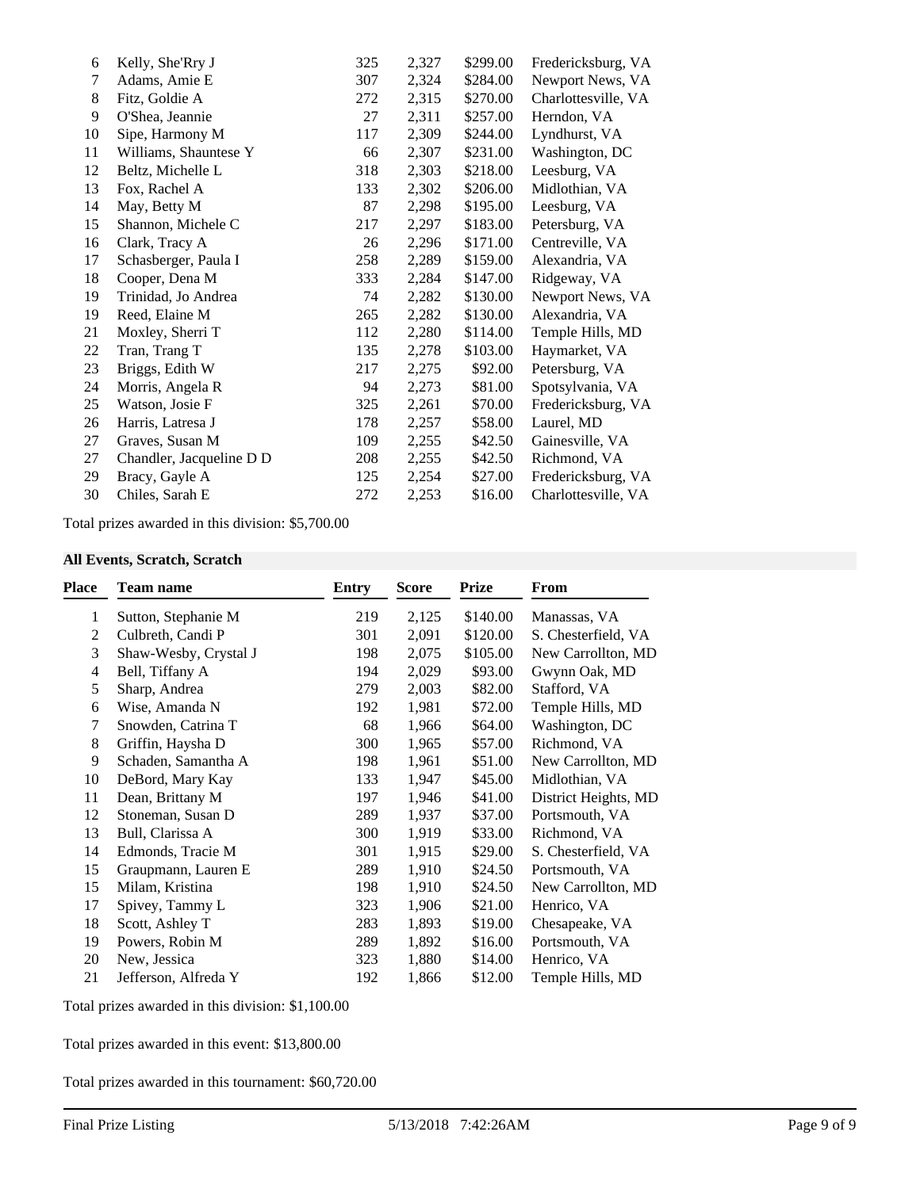| | | | | | |
|---|---|---|---|---|---|
| 6 | Kelly, She'Rry J | 325 | 2,327 | $299.00 | Fredericksburg, VA |
| 7 | Adams, Amie E | 307 | 2,324 | $284.00 | Newport News, VA |
| 8 | Fitz, Goldie A | 272 | 2,315 | $270.00 | Charlottesville, VA |
| 9 | O'Shea, Jeannie | 27 | 2,311 | $257.00 | Herndon, VA |
| 10 | Sipe, Harmony M | 117 | 2,309 | $244.00 | Lyndhurst, VA |
| 11 | Williams, Shauntese Y | 66 | 2,307 | $231.00 | Washington, DC |
| 12 | Beltz, Michelle L | 318 | 2,303 | $218.00 | Leesburg, VA |
| 13 | Fox, Rachel A | 133 | 2,302 | $206.00 | Midlothian, VA |
| 14 | May, Betty M | 87 | 2,298 | $195.00 | Leesburg, VA |
| 15 | Shannon, Michele C | 217 | 2,297 | $183.00 | Petersburg, VA |
| 16 | Clark, Tracy A | 26 | 2,296 | $171.00 | Centreville, VA |
| 17 | Schasberger, Paula I | 258 | 2,289 | $159.00 | Alexandria, VA |
| 18 | Cooper, Dena M | 333 | 2,284 | $147.00 | Ridgeway, VA |
| 19 | Trinidad, Jo Andrea | 74 | 2,282 | $130.00 | Newport News, VA |
| 19 | Reed, Elaine M | 265 | 2,282 | $130.00 | Alexandria, VA |
| 21 | Moxley, Sherri T | 112 | 2,280 | $114.00 | Temple Hills, MD |
| 22 | Tran, Trang T | 135 | 2,278 | $103.00 | Haymarket, VA |
| 23 | Briggs, Edith W | 217 | 2,275 | $92.00 | Petersburg, VA |
| 24 | Morris, Angela R | 94 | 2,273 | $81.00 | Spotsylvania, VA |
| 25 | Watson, Josie F | 325 | 2,261 | $70.00 | Fredericksburg, VA |
| 26 | Harris, Latresa J | 178 | 2,257 | $58.00 | Laurel, MD |
| 27 | Graves, Susan M | 109 | 2,255 | $42.50 | Gainesville, VA |
| 27 | Chandler, Jacqueline D D | 208 | 2,255 | $42.50 | Richmond, VA |
| 29 | Bracy, Gayle A | 125 | 2,254 | $27.00 | Fredericksburg, VA |
| 30 | Chiles, Sarah E | 272 | 2,253 | $16.00 | Charlottesville, VA |

Total prizes awarded in this division: $5,700.00

### All Events, Scratch, Scratch

| Place | Team name | Entry | Score | Prize | From |
|---|---|---|---|---|---|
| 1 | Sutton, Stephanie M | 219 | 2,125 | $140.00 | Manassas, VA |
| 2 | Culbreth, Candi P | 301 | 2,091 | $120.00 | S. Chesterfield, VA |
| 3 | Shaw-Wesby, Crystal J | 198 | 2,075 | $105.00 | New Carrollton, MD |
| 4 | Bell, Tiffany A | 194 | 2,029 | $93.00 | Gwynn Oak, MD |
| 5 | Sharp, Andrea | 279 | 2,003 | $82.00 | Stafford, VA |
| 6 | Wise, Amanda N | 192 | 1,981 | $72.00 | Temple Hills, MD |
| 7 | Snowden, Catrina T | 68 | 1,966 | $64.00 | Washington, DC |
| 8 | Griffin, Haysha D | 300 | 1,965 | $57.00 | Richmond, VA |
| 9 | Schaden, Samantha A | 198 | 1,961 | $51.00 | New Carrollton, MD |
| 10 | DeBord, Mary Kay | 133 | 1,947 | $45.00 | Midlothian, VA |
| 11 | Dean, Brittany M | 197 | 1,946 | $41.00 | District Heights, MD |
| 12 | Stoneman, Susan D | 289 | 1,937 | $37.00 | Portsmouth, VA |
| 13 | Bull, Clarissa A | 300 | 1,919 | $33.00 | Richmond, VA |
| 14 | Edmonds, Tracie M | 301 | 1,915 | $29.00 | S. Chesterfield, VA |
| 15 | Graupmann, Lauren E | 289 | 1,910 | $24.50 | Portsmouth, VA |
| 15 | Milam, Kristina | 198 | 1,910 | $24.50 | New Carrollton, MD |
| 17 | Spivey, Tammy L | 323 | 1,906 | $21.00 | Henrico, VA |
| 18 | Scott, Ashley T | 283 | 1,893 | $19.00 | Chesapeake, VA |
| 19 | Powers, Robin M | 289 | 1,892 | $16.00 | Portsmouth, VA |
| 20 | New, Jessica | 323 | 1,880 | $14.00 | Henrico, VA |
| 21 | Jefferson, Alfreda Y | 192 | 1,866 | $12.00 | Temple Hills, MD |

Total prizes awarded in this division: $1,100.00

Total prizes awarded in this event: $13,800.00

Total prizes awarded in this tournament: $60,720.00